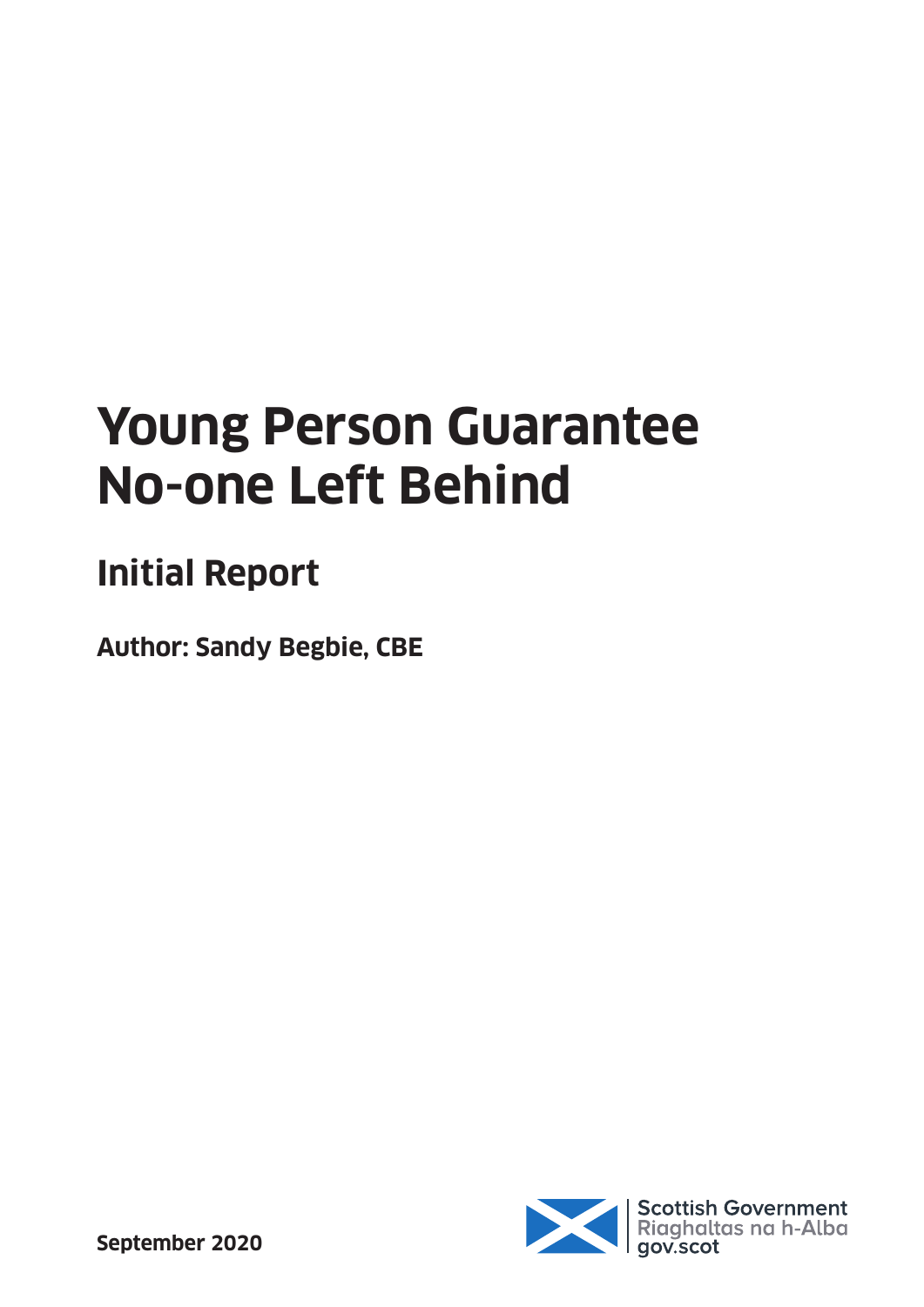# Young Person Guarantee No-one Left Behind

## Initial Report

**Author: Sandy Begbie, CBE**

**September 2020**

Scottish Government
Riaghaltas na h-Alba
gov.scot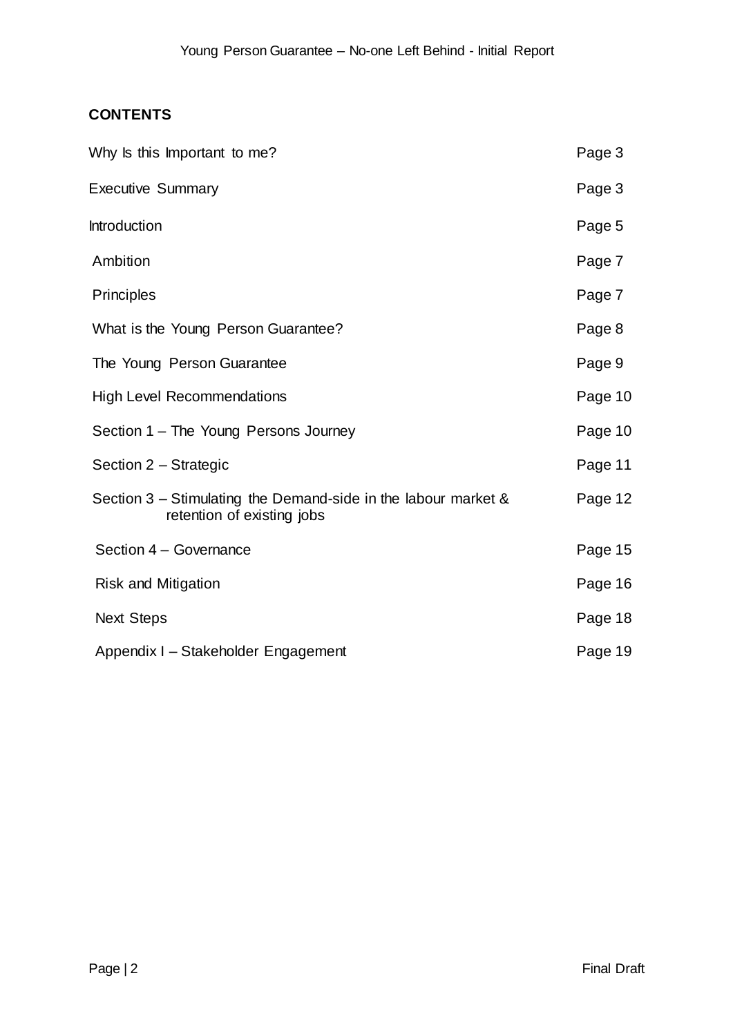**CONTENTS**

| | |
|---|---|
| Why Is this Important to me? | Page 3 |
| Executive Summary | Page 3 |
| Introduction | Page 5 |
| Ambition | Page 7 |
| Principles | Page 7 |
| What is the Young Person Guarantee? | Page 8 |
| The Young Person Guarantee | Page 9 |
| High Level Recommendations | Page 10 |
| Section 1 – The Young Persons Journey | Page 10 |
| Section 2 – Strategic | Page 11 |
| Section 3 – Stimulating the Demand-side in the labour market & retention of existing jobs | Page 12 |
| Section 4 – Governance | Page 15 |
| Risk and Mitigation | Page 16 |
| Next Steps | Page 18 |
| Appendix I – Stakeholder Engagement | Page 19 |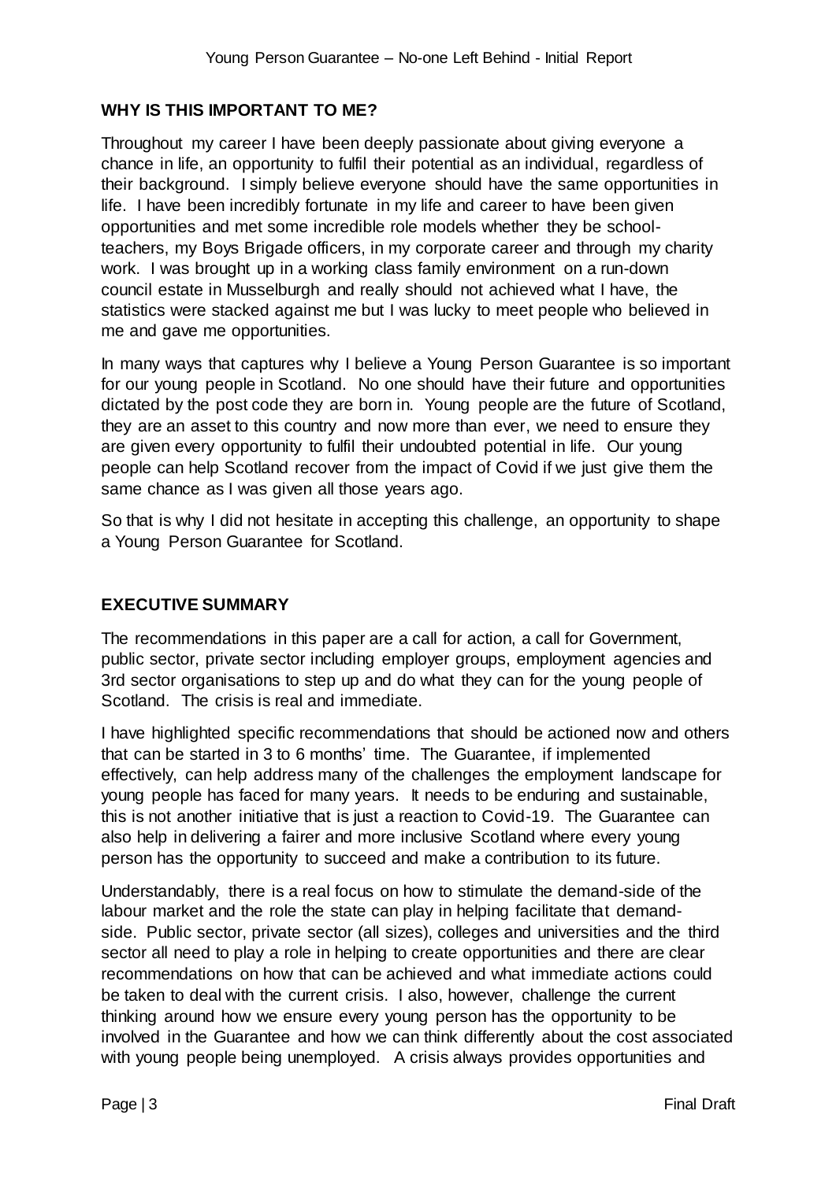## WHY IS THIS IMPORTANT TO ME?

Throughout my career I have been deeply passionate about giving everyone a chance in life, an opportunity to fulfil their potential as an individual, regardless of their background. I simply believe everyone should have the same opportunities in life. I have been incredibly fortunate in my life and career to have been given opportunities and met some incredible role models whether they be school-teachers, my Boys Brigade officers, in my corporate career and through my charity work. I was brought up in a working class family environment on a run-down council estate in Musselburgh and really should not achieved what I have, the statistics were stacked against me but I was lucky to meet people who believed in me and gave me opportunities.

In many ways that captures why I believe a Young Person Guarantee is so important for our young people in Scotland. No one should have their future and opportunities dictated by the post code they are born in. Young people are the future of Scotland, they are an asset to this country and now more than ever, we need to ensure they are given every opportunity to fulfil their undoubted potential in life. Our young people can help Scotland recover from the impact of Covid if we just give them the same chance as I was given all those years ago.

So that is why I did not hesitate in accepting this challenge, an opportunity to shape a Young Person Guarantee for Scotland.

## EXECUTIVE SUMMARY

The recommendations in this paper are a call for action, a call for Government, public sector, private sector including employer groups, employment agencies and 3rd sector organisations to step up and do what they can for the young people of Scotland. The crisis is real and immediate.

I have highlighted specific recommendations that should be actioned now and others that can be started in 3 to 6 months' time. The Guarantee, if implemented effectively, can help address many of the challenges the employment landscape for young people has faced for many years. It needs to be enduring and sustainable, this is not another initiative that is just a reaction to Covid-19. The Guarantee can also help in delivering a fairer and more inclusive Scotland where every young person has the opportunity to succeed and make a contribution to its future.

Understandably, there is a real focus on how to stimulate the demand-side of the labour market and the role the state can play in helping facilitate that demand-side. Public sector, private sector (all sizes), colleges and universities and the third sector all need to play a role in helping to create opportunities and there are clear recommendations on how that can be achieved and what immediate actions could be taken to deal with the current crisis. I also, however, challenge the current thinking around how we ensure every young person has the opportunity to be involved in the Guarantee and how we can think differently about the cost associated with young people being unemployed. A crisis always provides opportunities and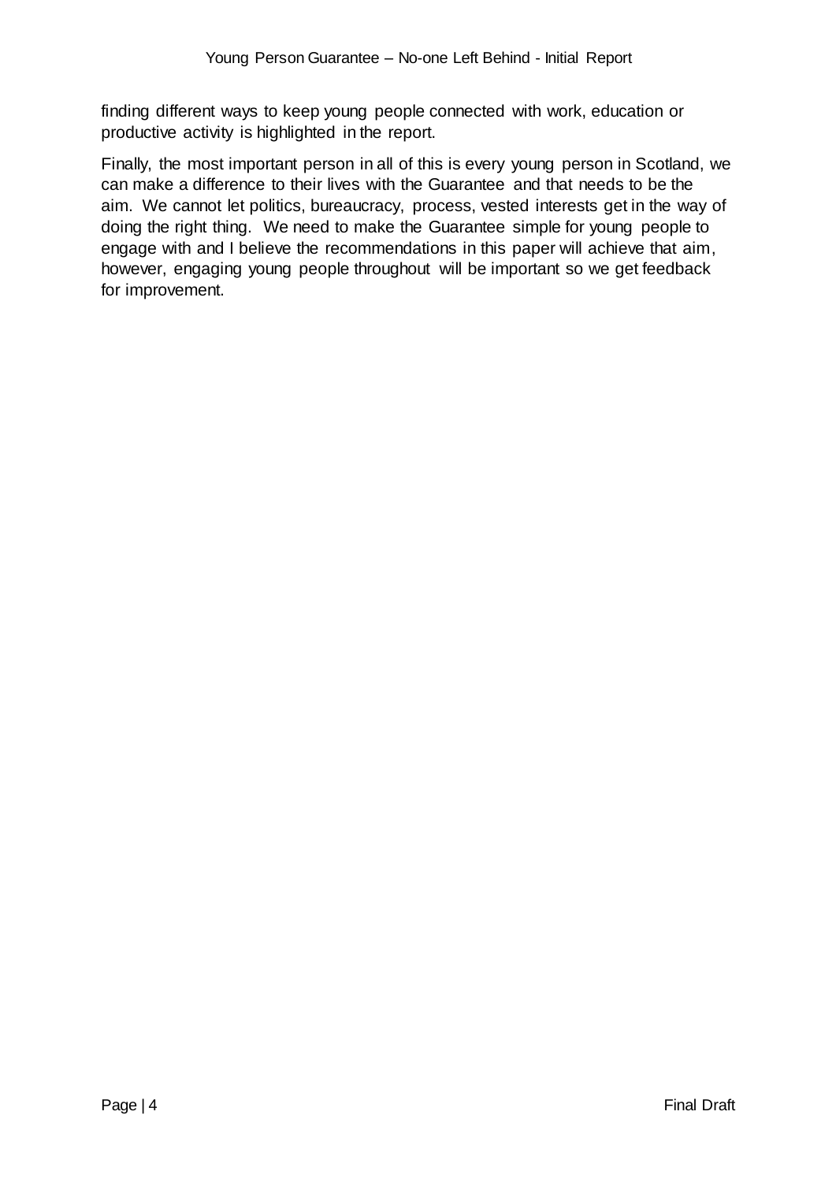finding different ways to keep young people connected with work, education or productive activity is highlighted in the report.

Finally, the most important person in all of this is every young person in Scotland, we can make a difference to their lives with the Guarantee and that needs to be the aim. We cannot let politics, bureaucracy, process, vested interests get in the way of doing the right thing. We need to make the Guarantee simple for young people to engage with and I believe the recommendations in this paper will achieve that aim, however, engaging young people throughout will be important so we get feedback for improvement.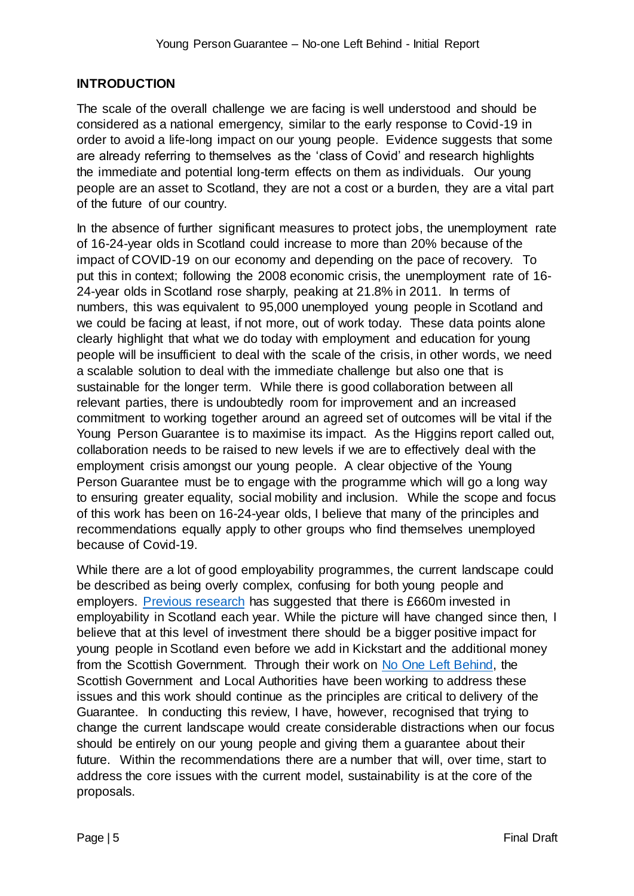## INTRODUCTION

The scale of the overall challenge we are facing is well understood and should be considered as a national emergency, similar to the early response to Covid-19 in order to avoid a life-long impact on our young people. Evidence suggests that some are already referring to themselves as the 'class of Covid' and research highlights the immediate and potential long-term effects on them as individuals. Our young people are an asset to Scotland, they are not a cost or a burden, they are a vital part of the future of our country.

In the absence of further significant measures to protect jobs, the unemployment rate of 16-24-year olds in Scotland could increase to more than 20% because of the impact of COVID-19 on our economy and depending on the pace of recovery. To put this in context; following the 2008 economic crisis, the unemployment rate of 16-24-year olds in Scotland rose sharply, peaking at 21.8% in 2011. In terms of numbers, this was equivalent to 95,000 unemployed young people in Scotland and we could be facing at least, if not more, out of work today. These data points alone clearly highlight that what we do today with employment and education for young people will be insufficient to deal with the scale of the crisis, in other words, we need a scalable solution to deal with the immediate challenge but also one that is sustainable for the longer term. While there is good collaboration between all relevant parties, there is undoubtedly room for improvement and an increased commitment to working together around an agreed set of outcomes will be vital if the Young Person Guarantee is to maximise its impact. As the Higgins report called out, collaboration needs to be raised to new levels if we are to effectively deal with the employment crisis amongst our young people. A clear objective of the Young Person Guarantee must be to engage with the programme which will go a long way to ensuring greater equality, social mobility and inclusion. While the scope and focus of this work has been on 16-24-year olds, I believe that many of the principles and recommendations equally apply to other groups who find themselves unemployed because of Covid-19.

While there are a lot of good employability programmes, the current landscape could be described as being overly complex, confusing for both young people and employers. Previous research has suggested that there is £660m invested in employability in Scotland each year. While the picture will have changed since then, I believe that at this level of investment there should be a bigger positive impact for young people in Scotland even before we add in Kickstart and the additional money from the Scottish Government. Through their work on No One Left Behind, the Scottish Government and Local Authorities have been working to address these issues and this work should continue as the principles are critical to delivery of the Guarantee. In conducting this review, I have, however, recognised that trying to change the current landscape would create considerable distractions when our focus should be entirely on our young people and giving them a guarantee about their future. Within the recommendations there are a number that will, over time, start to address the core issues with the current model, sustainability is at the core of the proposals.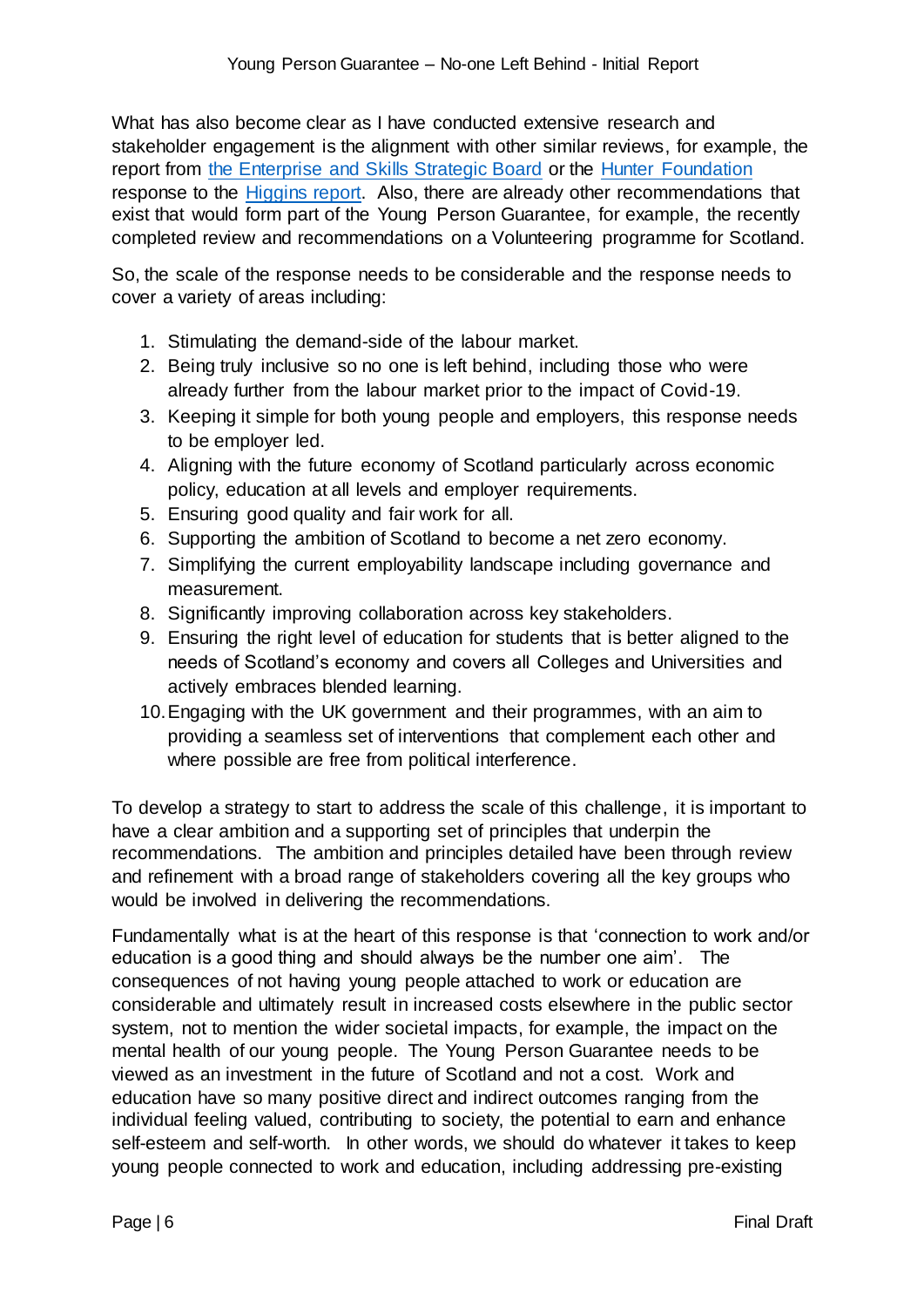What has also become clear as I have conducted extensive research and stakeholder engagement is the alignment with other similar reviews, for example, the report from the Enterprise and Skills Strategic Board or the Hunter Foundation response to the Higgins report. Also, there are already other recommendations that exist that would form part of the Young Person Guarantee, for example, the recently completed review and recommendations on a Volunteering programme for Scotland.

So, the scale of the response needs to be considerable and the response needs to cover a variety of areas including:

1. Stimulating the demand-side of the labour market.
2. Being truly inclusive so no one is left behind, including those who were already further from the labour market prior to the impact of Covid-19.
3. Keeping it simple for both young people and employers, this response needs to be employer led.
4. Aligning with the future economy of Scotland particularly across economic policy, education at all levels and employer requirements.
5. Ensuring good quality and fair work for all.
6. Supporting the ambition of Scotland to become a net zero economy.
7. Simplifying the current employability landscape including governance and measurement.
8. Significantly improving collaboration across key stakeholders.
9. Ensuring the right level of education for students that is better aligned to the needs of Scotland's economy and covers all Colleges and Universities and actively embraces blended learning.
10. Engaging with the UK government and their programmes, with an aim to providing a seamless set of interventions that complement each other and where possible are free from political interference.

To develop a strategy to start to address the scale of this challenge, it is important to have a clear ambition and a supporting set of principles that underpin the recommendations. The ambition and principles detailed have been through review and refinement with a broad range of stakeholders covering all the key groups who would be involved in delivering the recommendations.

Fundamentally what is at the heart of this response is that 'connection to work and/or education is a good thing and should always be the number one aim'. The consequences of not having young people attached to work or education are considerable and ultimately result in increased costs elsewhere in the public sector system, not to mention the wider societal impacts, for example, the impact on the mental health of our young people. The Young Person Guarantee needs to be viewed as an investment in the future of Scotland and not a cost. Work and education have so many positive direct and indirect outcomes ranging from the individual feeling valued, contributing to society, the potential to earn and enhance self-esteem and self-worth. In other words, we should do whatever it takes to keep young people connected to work and education, including addressing pre-existing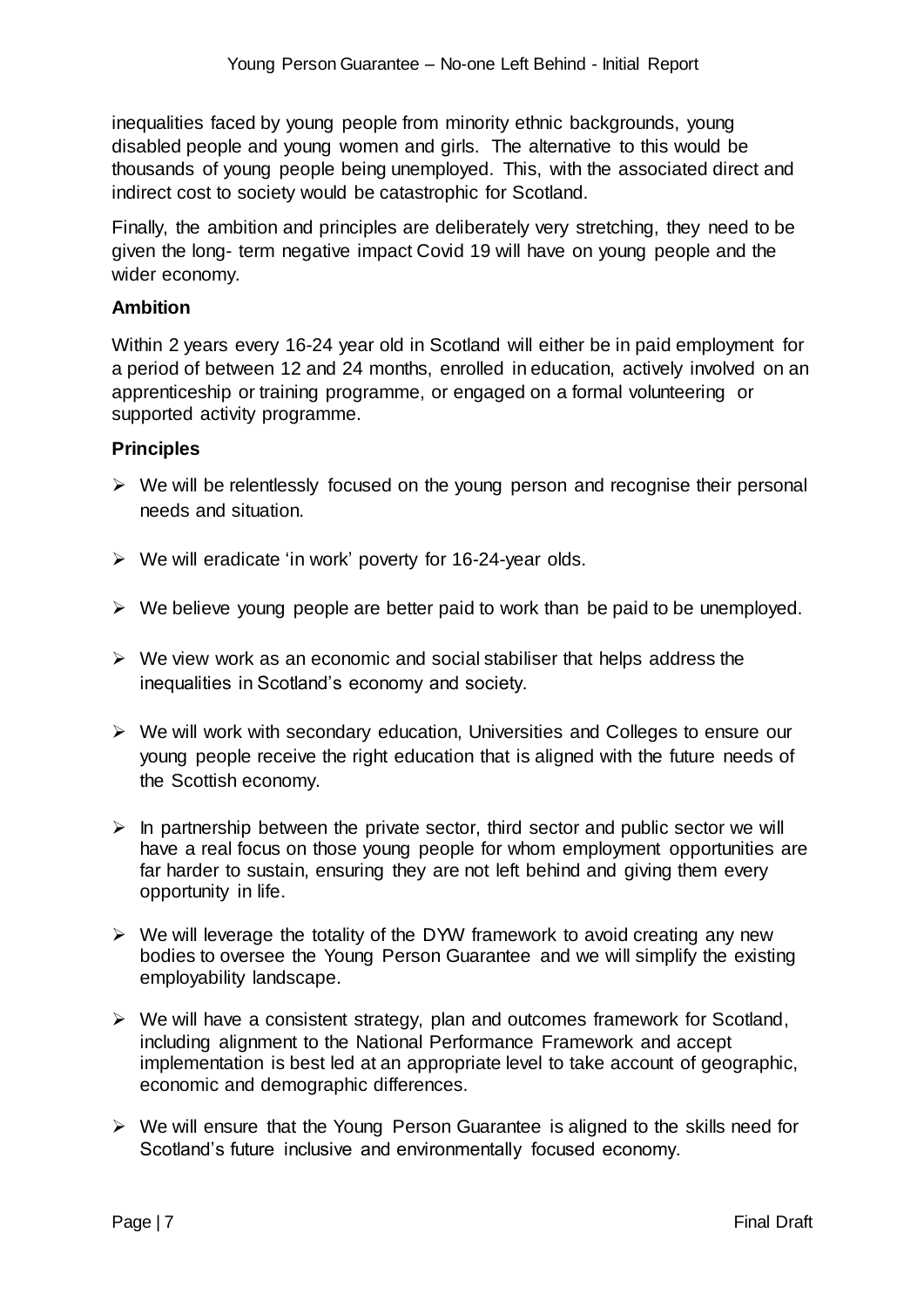inequalities faced by young people from minority ethnic backgrounds, young disabled people and young women and girls. The alternative to this would be thousands of young people being unemployed. This, with the associated direct and indirect cost to society would be catastrophic for Scotland.

Finally, the ambition and principles are deliberately very stretching, they need to be given the long- term negative impact Covid 19 will have on young people and the wider economy.

**Ambition**

Within 2 years every 16-24 year old in Scotland will either be in paid employment for a period of between 12 and 24 months, enrolled in education, actively involved on an apprenticeship or training programme, or engaged on a formal volunteering or supported activity programme.

**Principles**

- We will be relentlessly focused on the young person and recognise their personal needs and situation.
- We will eradicate 'in work' poverty for 16-24-year olds.
- We believe young people are better paid to work than be paid to be unemployed.
- We view work as an economic and social stabiliser that helps address the inequalities in Scotland's economy and society.
- We will work with secondary education, Universities and Colleges to ensure our young people receive the right education that is aligned with the future needs of the Scottish economy.
- In partnership between the private sector, third sector and public sector we will have a real focus on those young people for whom employment opportunities are far harder to sustain, ensuring they are not left behind and giving them every opportunity in life.
- We will leverage the totality of the DYW framework to avoid creating any new bodies to oversee the Young Person Guarantee and we will simplify the existing employability landscape.
- We will have a consistent strategy, plan and outcomes framework for Scotland, including alignment to the National Performance Framework and accept implementation is best led at an appropriate level to take account of geographic, economic and demographic differences.
- We will ensure that the Young Person Guarantee is aligned to the skills need for Scotland's future inclusive and environmentally focused economy.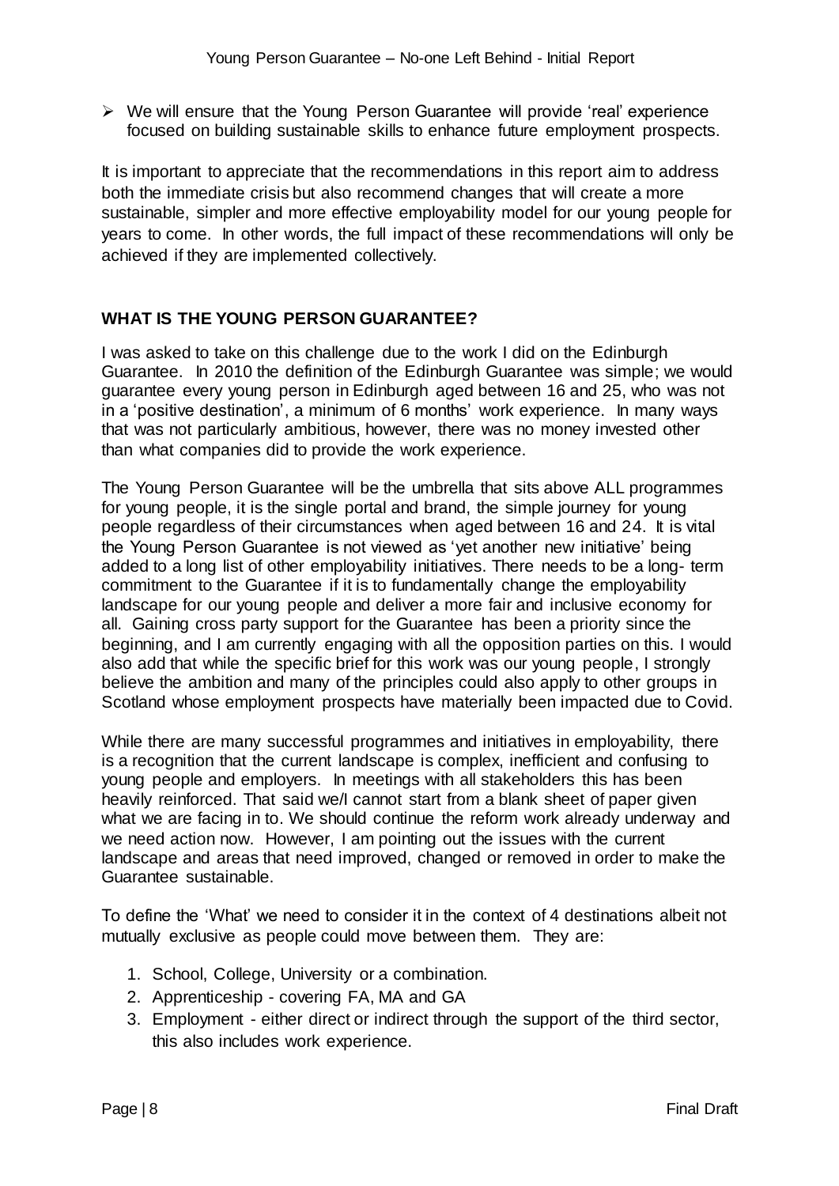- We will ensure that the Young Person Guarantee will provide 'real' experience focused on building sustainable skills to enhance future employment prospects.

It is important to appreciate that the recommendations in this report aim to address both the immediate crisis but also recommend changes that will create a more sustainable, simpler and more effective employability model for our young people for years to come. In other words, the full impact of these recommendations will only be achieved if they are implemented collectively.

## WHAT IS THE YOUNG PERSON GUARANTEE?

I was asked to take on this challenge due to the work I did on the Edinburgh Guarantee. In 2010 the definition of the Edinburgh Guarantee was simple; we would guarantee every young person in Edinburgh aged between 16 and 25, who was not in a 'positive destination', a minimum of 6 months' work experience. In many ways that was not particularly ambitious, however, there was no money invested other than what companies did to provide the work experience.

The Young Person Guarantee will be the umbrella that sits above ALL programmes for young people, it is the single portal and brand, the simple journey for young people regardless of their circumstances when aged between 16 and 24. It is vital the Young Person Guarantee is not viewed as 'yet another new initiative' being added to a long list of other employability initiatives. There needs to be a long- term commitment to the Guarantee if it is to fundamentally change the employability landscape for our young people and deliver a more fair and inclusive economy for all. Gaining cross party support for the Guarantee has been a priority since the beginning, and I am currently engaging with all the opposition parties on this. I would also add that while the specific brief for this work was our young people, I strongly believe the ambition and many of the principles could also apply to other groups in Scotland whose employment prospects have materially been impacted due to Covid.

While there are many successful programmes and initiatives in employability, there is a recognition that the current landscape is complex, inefficient and confusing to young people and employers. In meetings with all stakeholders this has been heavily reinforced. That said we/I cannot start from a blank sheet of paper given what we are facing in to. We should continue the reform work already underway and we need action now. However, I am pointing out the issues with the current landscape and areas that need improved, changed or removed in order to make the Guarantee sustainable.

To define the 'What' we need to consider it in the context of 4 destinations albeit not mutually exclusive as people could move between them. They are:

1. School, College, University or a combination.
2. Apprenticeship - covering FA, MA and GA
3. Employment - either direct or indirect through the support of the third sector, this also includes work experience.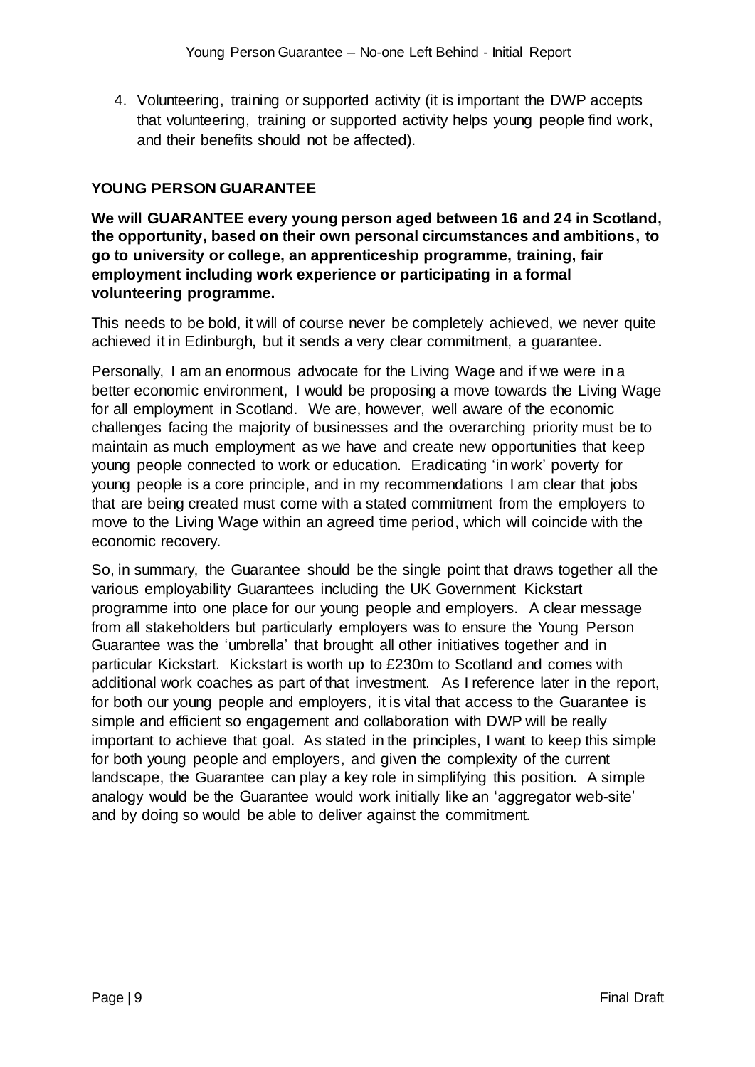4. Volunteering, training or supported activity (it is important the DWP accepts that volunteering, training or supported activity helps young people find work, and their benefits should not be affected).

## YOUNG PERSON GUARANTEE

**We will GUARANTEE every young person aged between 16 and 24 in Scotland, the opportunity, based on their own personal circumstances and ambitions, to go to university or college, an apprenticeship programme, training, fair employment including work experience or participating in a formal volunteering programme.**

This needs to be bold, it will of course never be completely achieved, we never quite achieved it in Edinburgh, but it sends a very clear commitment, a guarantee.

Personally, I am an enormous advocate for the Living Wage and if we were in a better economic environment, I would be proposing a move towards the Living Wage for all employment in Scotland. We are, however, well aware of the economic challenges facing the majority of businesses and the overarching priority must be to maintain as much employment as we have and create new opportunities that keep young people connected to work or education. Eradicating 'in work' poverty for young people is a core principle, and in my recommendations I am clear that jobs that are being created must come with a stated commitment from the employers to move to the Living Wage within an agreed time period, which will coincide with the economic recovery.

So, in summary, the Guarantee should be the single point that draws together all the various employability Guarantees including the UK Government Kickstart programme into one place for our young people and employers. A clear message from all stakeholders but particularly employers was to ensure the Young Person Guarantee was the 'umbrella' that brought all other initiatives together and in particular Kickstart. Kickstart is worth up to £230m to Scotland and comes with additional work coaches as part of that investment. As I reference later in the report, for both our young people and employers, it is vital that access to the Guarantee is simple and efficient so engagement and collaboration with DWP will be really important to achieve that goal. As stated in the principles, I want to keep this simple for both young people and employers, and given the complexity of the current landscape, the Guarantee can play a key role in simplifying this position. A simple analogy would be the Guarantee would work initially like an 'aggregator web-site' and by doing so would be able to deliver against the commitment.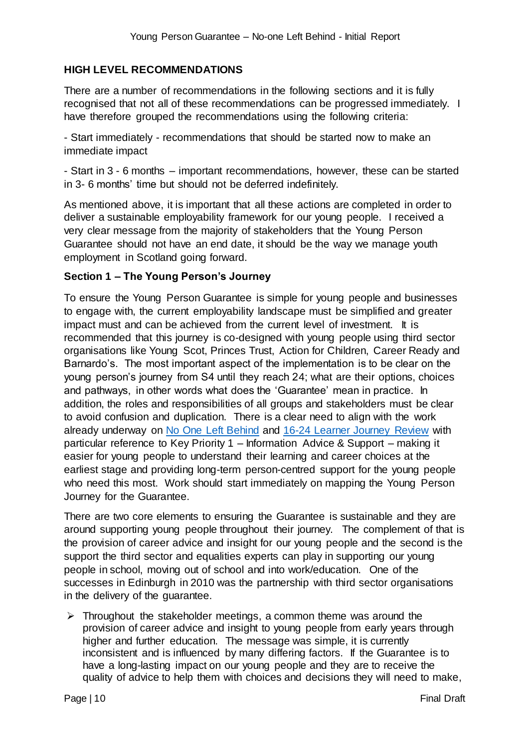## HIGH LEVEL RECOMMENDATIONS

There are a number of recommendations in the following sections and it is fully recognised that not all of these recommendations can be progressed immediately. I have therefore grouped the recommendations using the following criteria:

- Start immediately - recommendations that should be started now to make an immediate impact

- Start in 3 - 6 months – important recommendations, however, these can be started in 3- 6 months' time but should not be deferred indefinitely.

As mentioned above, it is important that all these actions are completed in order to deliver a sustainable employability framework for our young people. I received a very clear message from the majority of stakeholders that the Young Person Guarantee should not have an end date, it should be the way we manage youth employment in Scotland going forward.

### Section 1 – The Young Person's Journey

To ensure the Young Person Guarantee is simple for young people and businesses to engage with, the current employability landscape must be simplified and greater impact must and can be achieved from the current level of investment. It is recommended that this journey is co-designed with young people using third sector organisations like Young Scot, Princes Trust, Action for Children, Career Ready and Barnardo's. The most important aspect of the implementation is to be clear on the young person's journey from S4 until they reach 24; what are their options, choices and pathways, in other words what does the 'Guarantee' mean in practice. In addition, the roles and responsibilities of all groups and stakeholders must be clear to avoid confusion and duplication. There is a clear need to align with the work already underway on No One Left Behind and 16-24 Learner Journey Review with particular reference to Key Priority 1 – Information Advice & Support – making it easier for young people to understand their learning and career choices at the earliest stage and providing long-term person-centred support for the young people who need this most. Work should start immediately on mapping the Young Person Journey for the Guarantee.

There are two core elements to ensuring the Guarantee is sustainable and they are around supporting young people throughout their journey. The complement of that is the provision of career advice and insight for our young people and the second is the support the third sector and equalities experts can play in supporting our young people in school, moving out of school and into work/education. One of the successes in Edinburgh in 2010 was the partnership with third sector organisations in the delivery of the guarantee.

- Throughout the stakeholder meetings, a common theme was around the provision of career advice and insight to young people from early years through higher and further education. The message was simple, it is currently inconsistent and is influenced by many differing factors. If the Guarantee is to have a long-lasting impact on our young people and they are to receive the quality of advice to help them with choices and decisions they will need to make,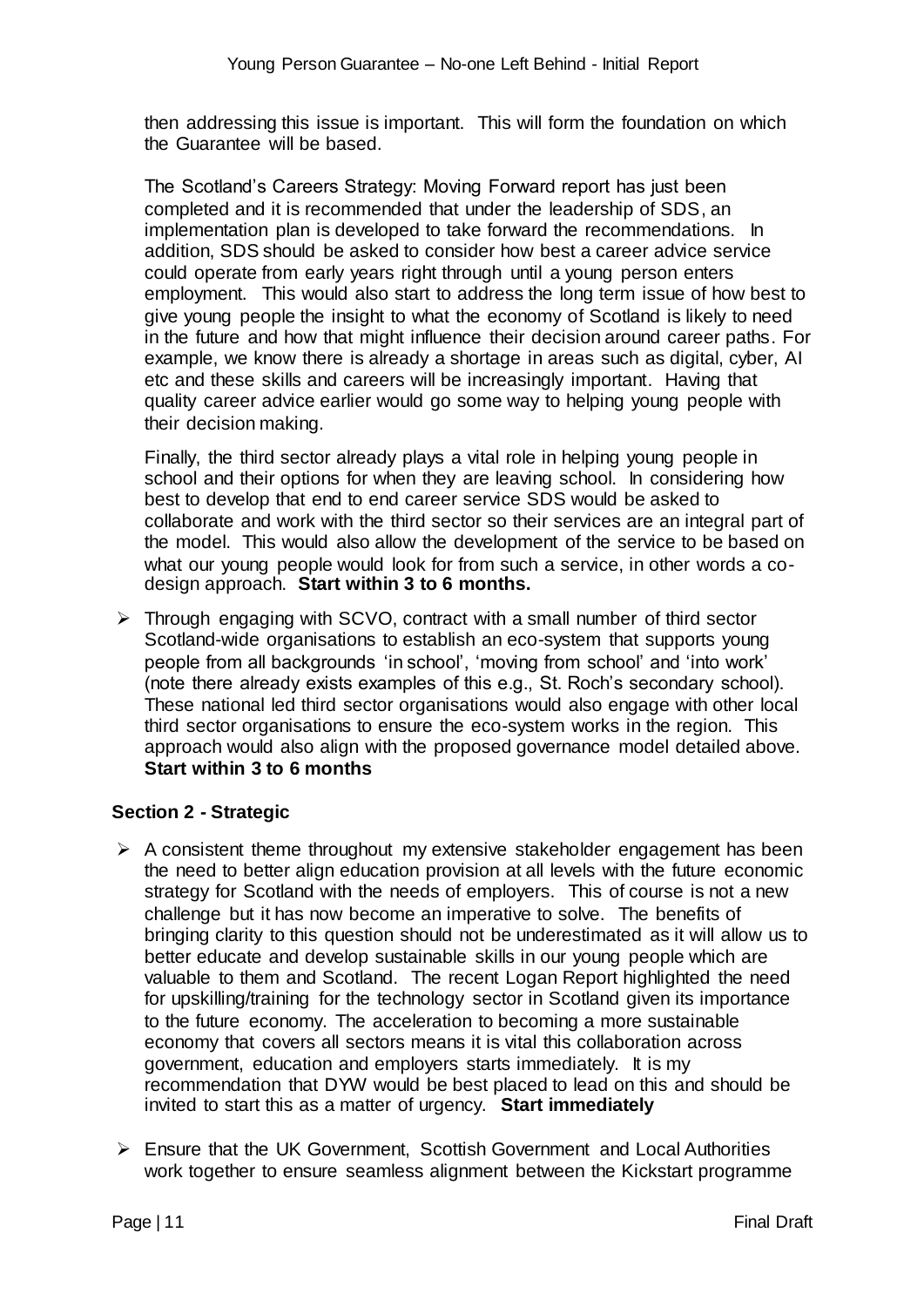then addressing this issue is important. This will form the foundation on which the Guarantee will be based.

The Scotland's Careers Strategy: Moving Forward report has just been completed and it is recommended that under the leadership of SDS, an implementation plan is developed to take forward the recommendations. In addition, SDS should be asked to consider how best a career advice service could operate from early years right through until a young person enters employment. This would also start to address the long term issue of how best to give young people the insight to what the economy of Scotland is likely to need in the future and how that might influence their decision around career paths. For example, we know there is already a shortage in areas such as digital, cyber, AI etc and these skills and careers will be increasingly important. Having that quality career advice earlier would go some way to helping young people with their decision making.

Finally, the third sector already plays a vital role in helping young people in school and their options for when they are leaving school. In considering how best to develop that end to end career service SDS would be asked to collaborate and work with the third sector so their services are an integral part of the model. This would also allow the development of the service to be based on what our young people would look for from such a service, in other words a co-design approach. **Start within 3 to 6 months.**

- Through engaging with SCVO, contract with a small number of third sector Scotland-wide organisations to establish an eco-system that supports young people from all backgrounds 'in school', 'moving from school' and 'into work' (note there already exists examples of this e.g., St. Roch's secondary school). These national led third sector organisations would also engage with other local third sector organisations to ensure the eco-system works in the region. This approach would also align with the proposed governance model detailed above. **Start within 3 to 6 months**

### Section 2 - Strategic

- A consistent theme throughout my extensive stakeholder engagement has been the need to better align education provision at all levels with the future economic strategy for Scotland with the needs of employers. This of course is not a new challenge but it has now become an imperative to solve. The benefits of bringing clarity to this question should not be underestimated as it will allow us to better educate and develop sustainable skills in our young people which are valuable to them and Scotland. The recent Logan Report highlighted the need for upskilling/training for the technology sector in Scotland given its importance to the future economy. The acceleration to becoming a more sustainable economy that covers all sectors means it is vital this collaboration across government, education and employers starts immediately. It is my recommendation that DYW would be best placed to lead on this and should be invited to start this as a matter of urgency. **Start immediately**
- Ensure that the UK Government, Scottish Government and Local Authorities work together to ensure seamless alignment between the Kickstart programme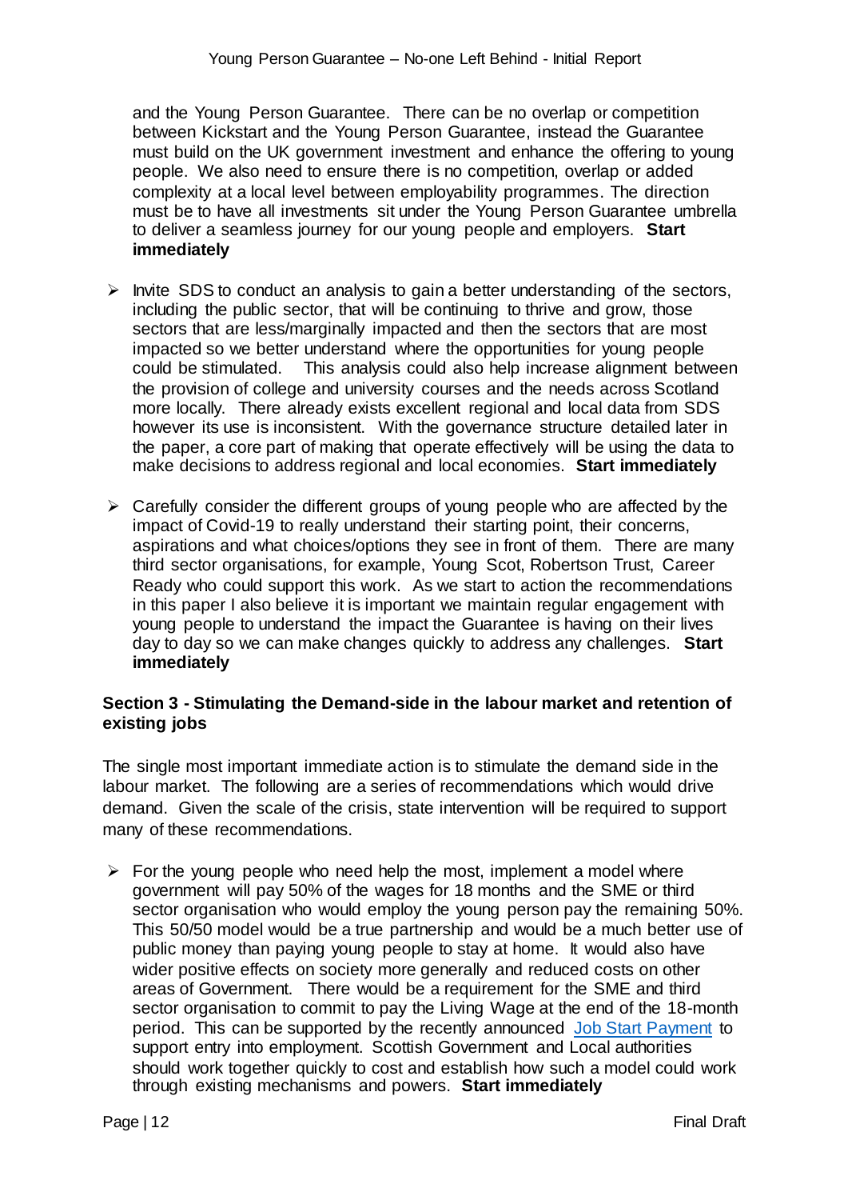and the Young Person Guarantee. There can be no overlap or competition between Kickstart and the Young Person Guarantee, instead the Guarantee must build on the UK government investment and enhance the offering to young people. We also need to ensure there is no competition, overlap or added complexity at a local level between employability programmes. The direction must be to have all investments sit under the Young Person Guarantee umbrella to deliver a seamless journey for our young people and employers. **Start immediately**

- Invite SDS to conduct an analysis to gain a better understanding of the sectors, including the public sector, that will be continuing to thrive and grow, those sectors that are less/marginally impacted and then the sectors that are most impacted so we better understand where the opportunities for young people could be stimulated. This analysis could also help increase alignment between the provision of college and university courses and the needs across Scotland more locally. There already exists excellent regional and local data from SDS however its use is inconsistent. With the governance structure detailed later in the paper, a core part of making that operate effectively will be using the data to make decisions to address regional and local economies. **Start immediately**

- Carefully consider the different groups of young people who are affected by the impact of Covid-19 to really understand their starting point, their concerns, aspirations and what choices/options they see in front of them. There are many third sector organisations, for example, Young Scot, Robertson Trust, Career Ready who could support this work. As we start to action the recommendations in this paper I also believe it is important we maintain regular engagement with young people to understand the impact the Guarantee is having on their lives day to day so we can make changes quickly to address any challenges. **Start immediately**

### Section 3 - Stimulating the Demand-side in the labour market and retention of existing jobs

The single most important immediate action is to stimulate the demand side in the labour market. The following are a series of recommendations which would drive demand. Given the scale of the crisis, state intervention will be required to support many of these recommendations.

- For the young people who need help the most, implement a model where government will pay 50% of the wages for 18 months and the SME or third sector organisation who would employ the young person pay the remaining 50%. This 50/50 model would be a true partnership and would be a much better use of public money than paying young people to stay at home. It would also have wider positive effects on society more generally and reduced costs on other areas of Government. There would be a requirement for the SME and third sector organisation to commit to pay the Living Wage at the end of the 18-month period. This can be supported by the recently announced Job Start Payment to support entry into employment. Scottish Government and Local authorities should work together quickly to cost and establish how such a model could work through existing mechanisms and powers. **Start immediately**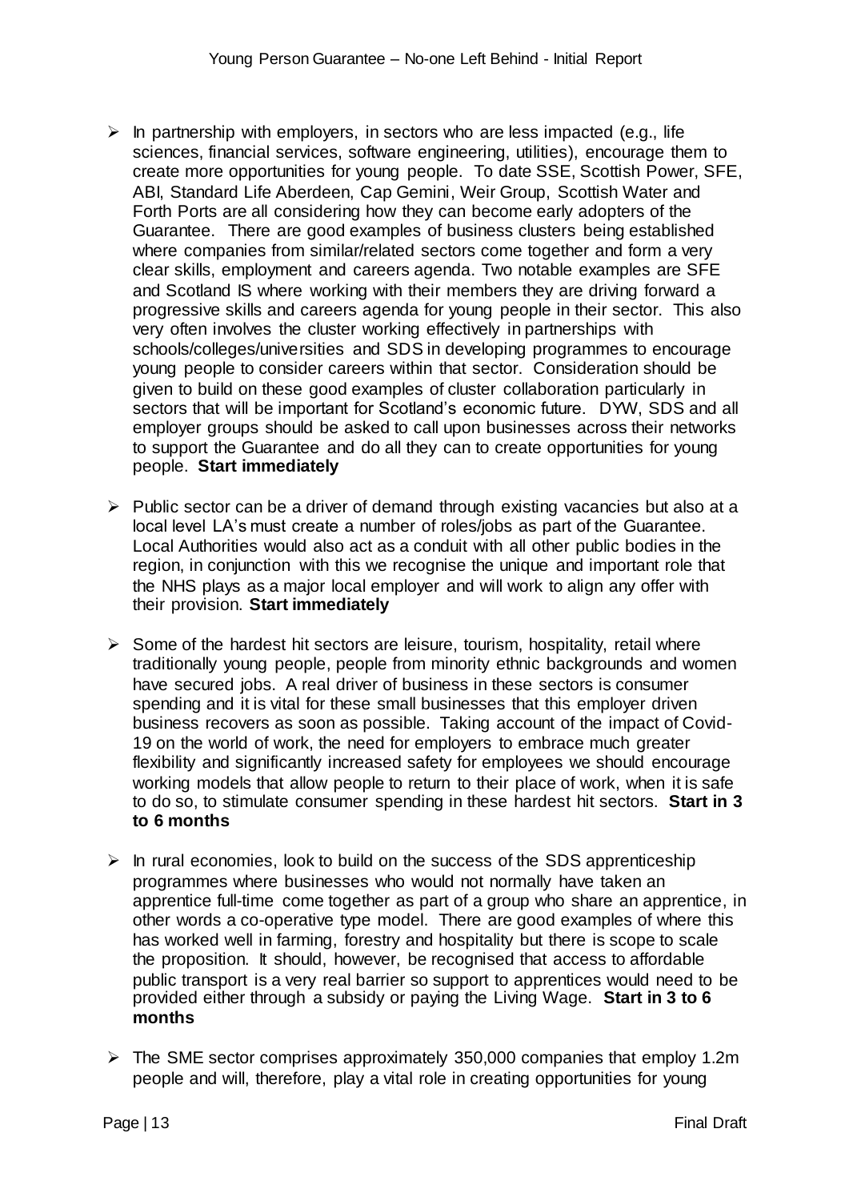- In partnership with employers, in sectors who are less impacted (e.g., life sciences, financial services, software engineering, utilities), encourage them to create more opportunities for young people. To date SSE, Scottish Power, SFE, ABI, Standard Life Aberdeen, Cap Gemini, Weir Group, Scottish Water and Forth Ports are all considering how they can become early adopters of the Guarantee. There are good examples of business clusters being established where companies from similar/related sectors come together and form a very clear skills, employment and careers agenda. Two notable examples are SFE and Scotland IS where working with their members they are driving forward a progressive skills and careers agenda for young people in their sector. This also very often involves the cluster working effectively in partnerships with schools/colleges/universities and SDS in developing programmes to encourage young people to consider careers within that sector. Consideration should be given to build on these good examples of cluster collaboration particularly in sectors that will be important for Scotland's economic future. DYW, SDS and all employer groups should be asked to call upon businesses across their networks to support the Guarantee and do all they can to create opportunities for young people. **Start immediately**

- Public sector can be a driver of demand through existing vacancies but also at a local level LA's must create a number of roles/jobs as part of the Guarantee. Local Authorities would also act as a conduit with all other public bodies in the region, in conjunction with this we recognise the unique and important role that the NHS plays as a major local employer and will work to align any offer with their provision. **Start immediately**

- Some of the hardest hit sectors are leisure, tourism, hospitality, retail where traditionally young people, people from minority ethnic backgrounds and women have secured jobs. A real driver of business in these sectors is consumer spending and it is vital for these small businesses that this employer driven business recovers as soon as possible. Taking account of the impact of Covid-19 on the world of work, the need for employers to embrace much greater flexibility and significantly increased safety for employees we should encourage working models that allow people to return to their place of work, when it is safe to do so, to stimulate consumer spending in these hardest hit sectors. **Start in 3 to 6 months**

- In rural economies, look to build on the success of the SDS apprenticeship programmes where businesses who would not normally have taken an apprentice full-time come together as part of a group who share an apprentice, in other words a co-operative type model. There are good examples of where this has worked well in farming, forestry and hospitality but there is scope to scale the proposition. It should, however, be recognised that access to affordable public transport is a very real barrier so support to apprentices would need to be provided either through a subsidy or paying the Living Wage. **Start in 3 to 6 months**

- The SME sector comprises approximately 350,000 companies that employ 1.2m people and will, therefore, play a vital role in creating opportunities for young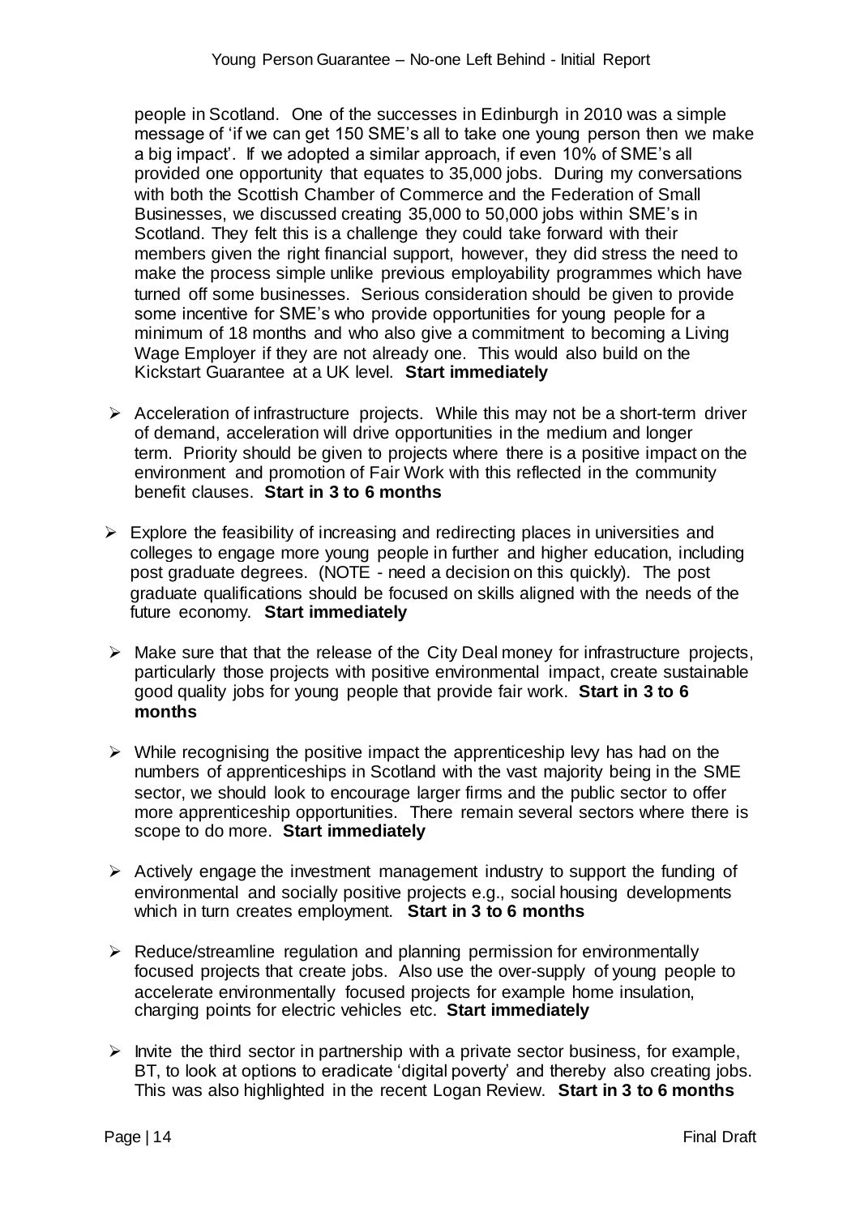people in Scotland. One of the successes in Edinburgh in 2010 was a simple message of 'if we can get 150 SME's all to take one young person then we make a big impact'. If we adopted a similar approach, if even 10% of SME's all provided one opportunity that equates to 35,000 jobs. During my conversations with both the Scottish Chamber of Commerce and the Federation of Small Businesses, we discussed creating 35,000 to 50,000 jobs within SME's in Scotland. They felt this is a challenge they could take forward with their members given the right financial support, however, they did stress the need to make the process simple unlike previous employability programmes which have turned off some businesses. Serious consideration should be given to provide some incentive for SME's who provide opportunities for young people for a minimum of 18 months and who also give a commitment to becoming a Living Wage Employer if they are not already one. This would also build on the Kickstart Guarantee at a UK level. **Start immediately**

- Acceleration of infrastructure projects. While this may not be a short-term driver of demand, acceleration will drive opportunities in the medium and longer term. Priority should be given to projects where there is a positive impact on the environment and promotion of Fair Work with this reflected in the community benefit clauses. **Start in 3 to 6 months**

- Explore the feasibility of increasing and redirecting places in universities and colleges to engage more young people in further and higher education, including post graduate degrees. (NOTE - need a decision on this quickly). The post graduate qualifications should be focused on skills aligned with the needs of the future economy. **Start immediately**

- Make sure that that the release of the City Deal money for infrastructure projects, particularly those projects with positive environmental impact, create sustainable good quality jobs for young people that provide fair work. **Start in 3 to 6 months**

- While recognising the positive impact the apprenticeship levy has had on the numbers of apprenticeships in Scotland with the vast majority being in the SME sector, we should look to encourage larger firms and the public sector to offer more apprenticeship opportunities. There remain several sectors where there is scope to do more. **Start immediately**

- Actively engage the investment management industry to support the funding of environmental and socially positive projects e.g., social housing developments which in turn creates employment. **Start in 3 to 6 months**

- Reduce/streamline regulation and planning permission for environmentally focused projects that create jobs. Also use the over-supply of young people to accelerate environmentally focused projects for example home insulation, charging points for electric vehicles etc. **Start immediately**

- Invite the third sector in partnership with a private sector business, for example, BT, to look at options to eradicate 'digital poverty' and thereby also creating jobs. This was also highlighted in the recent Logan Review. **Start in 3 to 6 months**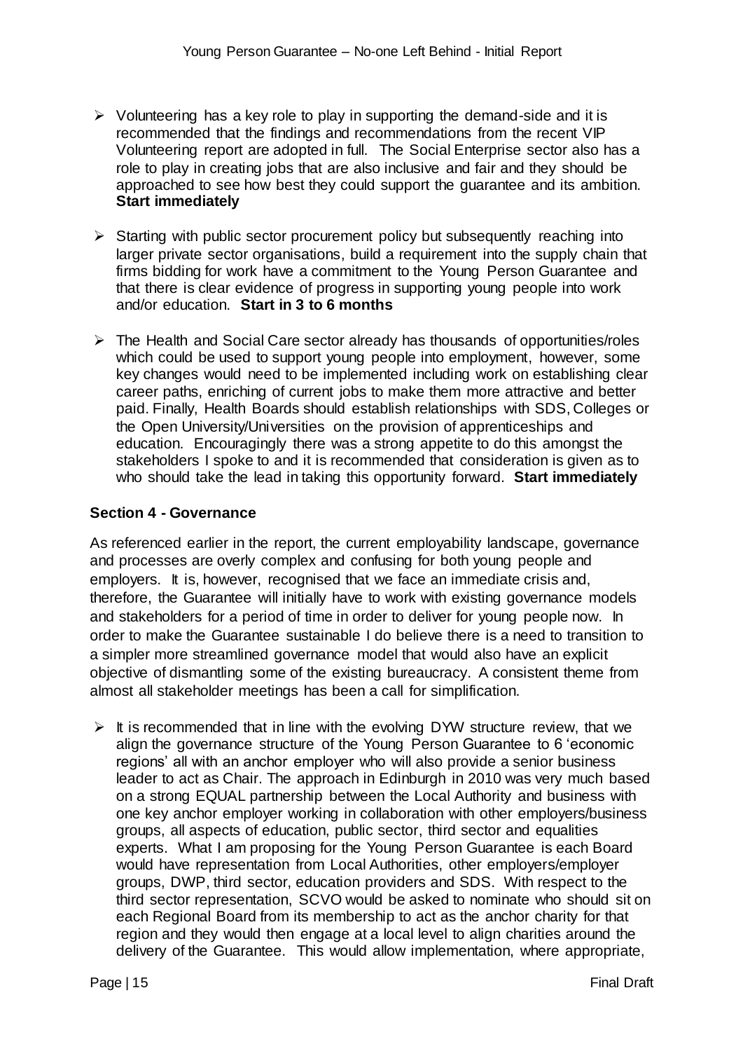- Volunteering has a key role to play in supporting the demand-side and it is recommended that the findings and recommendations from the recent VIP Volunteering report are adopted in full. The Social Enterprise sector also has a role to play in creating jobs that are also inclusive and fair and they should be approached to see how best they could support the guarantee and its ambition. **Start immediately**

- Starting with public sector procurement policy but subsequently reaching into larger private sector organisations, build a requirement into the supply chain that firms bidding for work have a commitment to the Young Person Guarantee and that there is clear evidence of progress in supporting young people into work and/or education. **Start in 3 to 6 months**

- The Health and Social Care sector already has thousands of opportunities/roles which could be used to support young people into employment, however, some key changes would need to be implemented including work on establishing clear career paths, enriching of current jobs to make them more attractive and better paid. Finally, Health Boards should establish relationships with SDS, Colleges or the Open University/Universities on the provision of apprenticeships and education. Encouragingly there was a strong appetite to do this amongst the stakeholders I spoke to and it is recommended that consideration is given as to who should take the lead in taking this opportunity forward. **Start immediately**

### Section 4 - Governance

As referenced earlier in the report, the current employability landscape, governance and processes are overly complex and confusing for both young people and employers. It is, however, recognised that we face an immediate crisis and, therefore, the Guarantee will initially have to work with existing governance models and stakeholders for a period of time in order to deliver for young people now. In order to make the Guarantee sustainable I do believe there is a need to transition to a simpler more streamlined governance model that would also have an explicit objective of dismantling some of the existing bureaucracy. A consistent theme from almost all stakeholder meetings has been a call for simplification.

- It is recommended that in line with the evolving DYW structure review, that we align the governance structure of the Young Person Guarantee to 6 'economic regions' all with an anchor employer who will also provide a senior business leader to act as Chair. The approach in Edinburgh in 2010 was very much based on a strong EQUAL partnership between the Local Authority and business with one key anchor employer working in collaboration with other employers/business groups, all aspects of education, public sector, third sector and equalities experts. What I am proposing for the Young Person Guarantee is each Board would have representation from Local Authorities, other employers/employer groups, DWP, third sector, education providers and SDS. With respect to the third sector representation, SCVO would be asked to nominate who should sit on each Regional Board from its membership to act as the anchor charity for that region and they would then engage at a local level to align charities around the delivery of the Guarantee. This would allow implementation, where appropriate,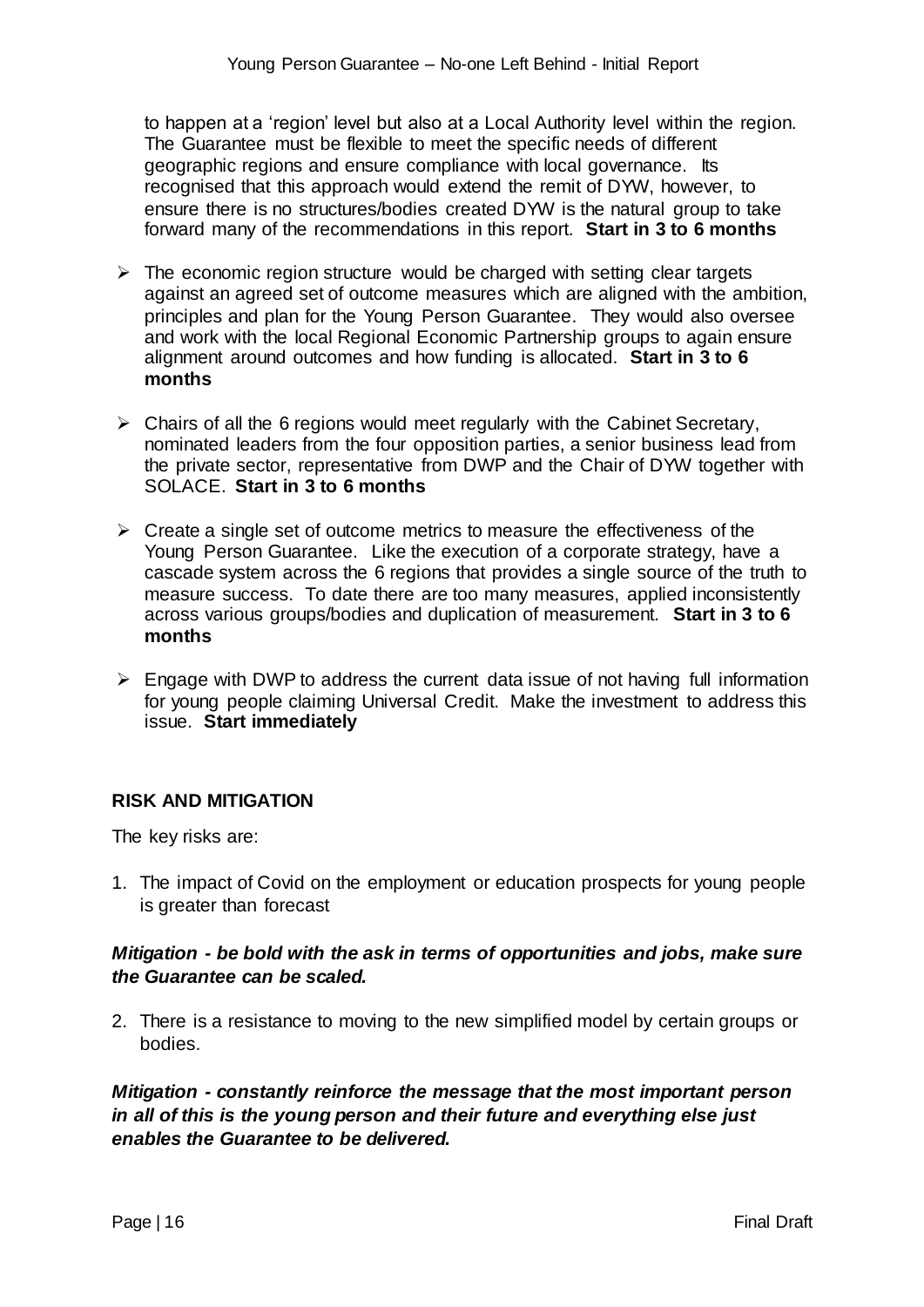to happen at a 'region' level but also at a Local Authority level within the region. The Guarantee must be flexible to meet the specific needs of different geographic regions and ensure compliance with local governance. Its recognised that this approach would extend the remit of DYW, however, to ensure there is no structures/bodies created DYW is the natural group to take forward many of the recommendations in this report. **Start in 3 to 6 months**

- The economic region structure would be charged with setting clear targets against an agreed set of outcome measures which are aligned with the ambition, principles and plan for the Young Person Guarantee. They would also oversee and work with the local Regional Economic Partnership groups to again ensure alignment around outcomes and how funding is allocated. **Start in 3 to 6 months**
- Chairs of all the 6 regions would meet regularly with the Cabinet Secretary, nominated leaders from the four opposition parties, a senior business lead from the private sector, representative from DWP and the Chair of DYW together with SOLACE. **Start in 3 to 6 months**
- Create a single set of outcome metrics to measure the effectiveness of the Young Person Guarantee. Like the execution of a corporate strategy, have a cascade system across the 6 regions that provides a single source of the truth to measure success. To date there are too many measures, applied inconsistently across various groups/bodies and duplication of measurement. **Start in 3 to 6 months**
- Engage with DWP to address the current data issue of not having full information for young people claiming Universal Credit. Make the investment to address this issue. **Start immediately**

**RISK AND MITIGATION**

The key risks are:

1. The impact of Covid on the employment or education prospects for young people is greater than forecast

***Mitigation - be bold with the ask in terms of opportunities and jobs, make sure the Guarantee can be scaled.***

2. There is a resistance to moving to the new simplified model by certain groups or bodies.

***Mitigation - constantly reinforce the message that the most important person in all of this is the young person and their future and everything else just enables the Guarantee to be delivered.***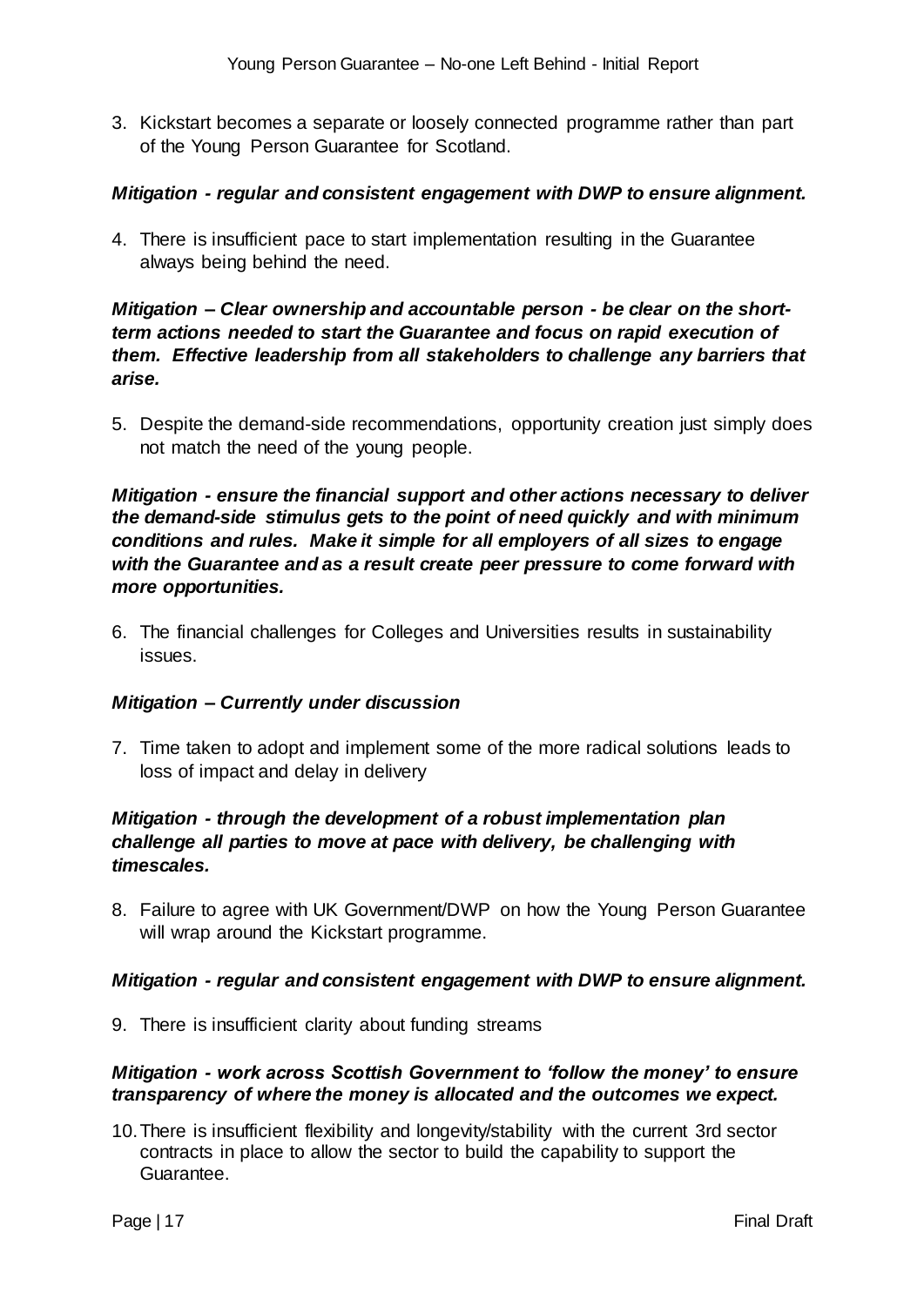3. Kickstart becomes a separate or loosely connected programme rather than part of the Young Person Guarantee for Scotland.

***Mitigation - regular and consistent engagement with DWP to ensure alignment.***

4. There is insufficient pace to start implementation resulting in the Guarantee always being behind the need.

***Mitigation – Clear ownership and accountable person - be clear on the short-term actions needed to start the Guarantee and focus on rapid execution of them. Effective leadership from all stakeholders to challenge any barriers that arise.***

5. Despite the demand-side recommendations, opportunity creation just simply does not match the need of the young people.

***Mitigation - ensure the financial support and other actions necessary to deliver the demand-side stimulus gets to the point of need quickly and with minimum conditions and rules. Make it simple for all employers of all sizes to engage with the Guarantee and as a result create peer pressure to come forward with more opportunities.***

6. The financial challenges for Colleges and Universities results in sustainability issues.

***Mitigation – Currently under discussion***

7. Time taken to adopt and implement some of the more radical solutions leads to loss of impact and delay in delivery

***Mitigation - through the development of a robust implementation plan challenge all parties to move at pace with delivery, be challenging with timescales.***

8. Failure to agree with UK Government/DWP on how the Young Person Guarantee will wrap around the Kickstart programme.

***Mitigation - regular and consistent engagement with DWP to ensure alignment.***

9. There is insufficient clarity about funding streams

***Mitigation - work across Scottish Government to 'follow the money' to ensure transparency of where the money is allocated and the outcomes we expect.***

10. There is insufficient flexibility and longevity/stability with the current 3rd sector contracts in place to allow the sector to build the capability to support the Guarantee.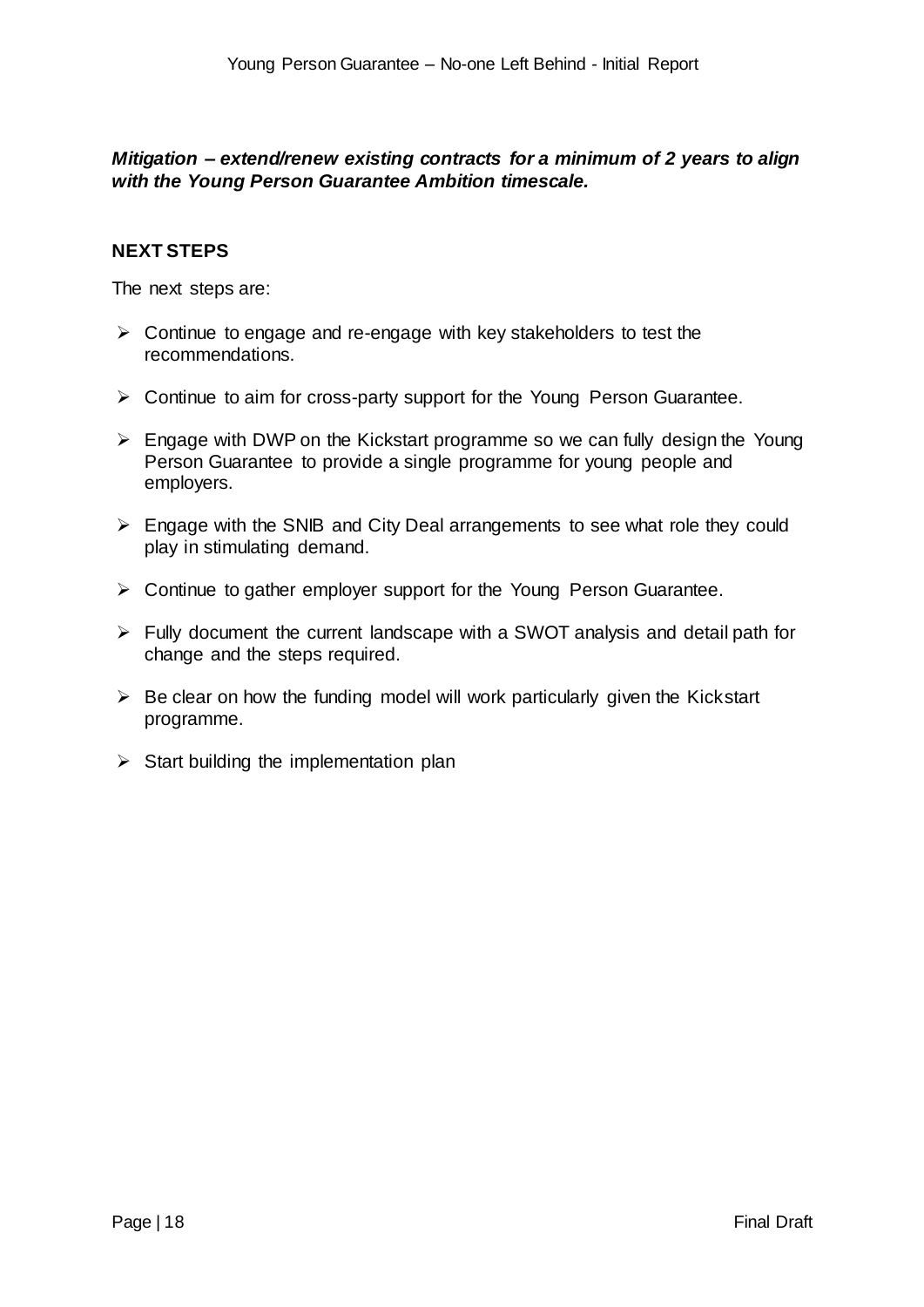***Mitigation – extend/renew existing contracts for a minimum of 2 years to align with the Young Person Guarantee Ambition timescale.***

## NEXT STEPS

The next steps are:

- Continue to engage and re-engage with key stakeholders to test the recommendations.
- Continue to aim for cross-party support for the Young Person Guarantee.
- Engage with DWP on the Kickstart programme so we can fully design the Young Person Guarantee to provide a single programme for young people and employers.
- Engage with the SNIB and City Deal arrangements to see what role they could play in stimulating demand.
- Continue to gather employer support for the Young Person Guarantee.
- Fully document the current landscape with a SWOT analysis and detail path for change and the steps required.
- Be clear on how the funding model will work particularly given the Kickstart programme.
- Start building the implementation plan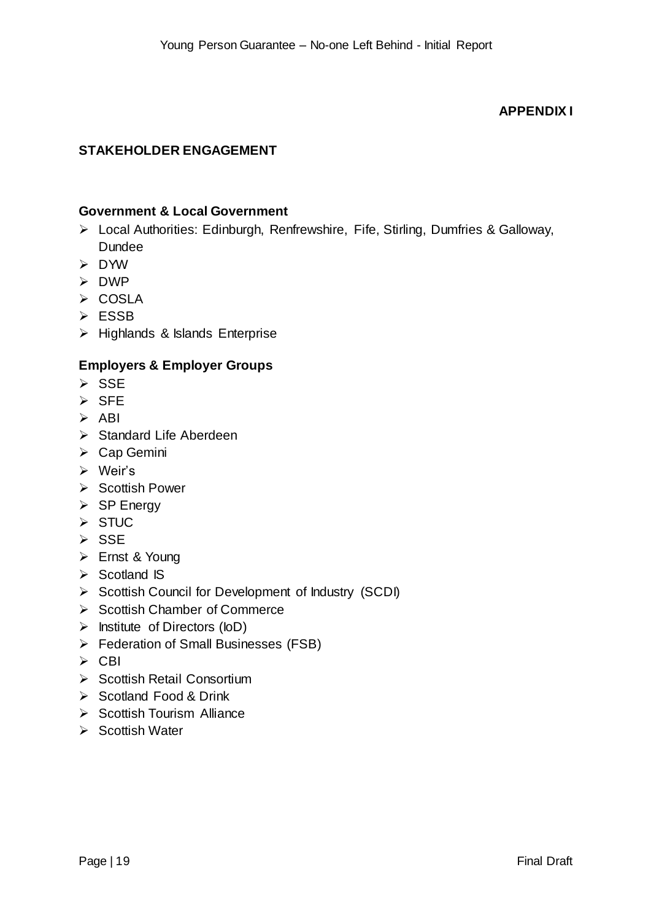**APPENDIX I**

## STAKEHOLDER ENGAGEMENT

### Government & Local Government

- Local Authorities: Edinburgh, Renfrewshire, Fife, Stirling, Dumfries & Galloway, Dundee
- DYW
- DWP
- COSLA
- ESSB
- Highlands & Islands Enterprise

### Employers & Employer Groups

- SSE
- SFE
- ABI
- Standard Life Aberdeen
- Cap Gemini
- Weir's
- Scottish Power
- SP Energy
- STUC
- SSE
- Ernst & Young
- Scotland IS
- Scottish Council for Development of Industry (SCDI)
- Scottish Chamber of Commerce
- Institute of Directors (IoD)
- Federation of Small Businesses (FSB)
- CBI
- Scottish Retail Consortium
- Scotland Food & Drink
- Scottish Tourism Alliance
- Scottish Water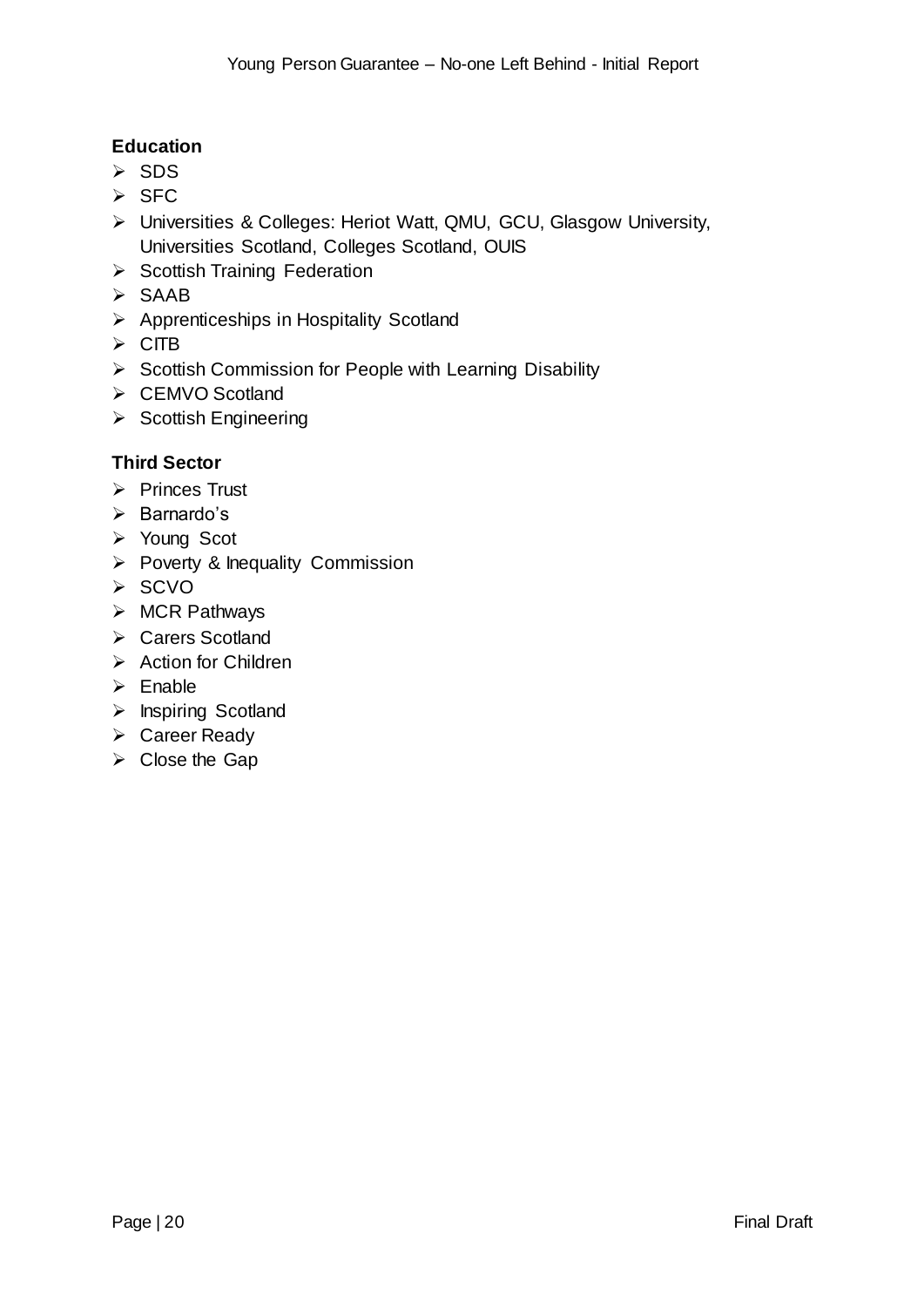**Education**

- SDS
- SFC
- Universities & Colleges: Heriot Watt, QMU, GCU, Glasgow University, Universities Scotland, Colleges Scotland, OUIS
- Scottish Training Federation
- SAAB
- Apprenticeships in Hospitality Scotland
- CITB
- Scottish Commission for People with Learning Disability
- CEMVO Scotland
- Scottish Engineering

**Third Sector**

- Princes Trust
- Barnardo's
- Young Scot
- Poverty & Inequality Commission
- SCVO
- MCR Pathways
- Carers Scotland
- Action for Children
- Enable
- Inspiring Scotland
- Career Ready
- Close the Gap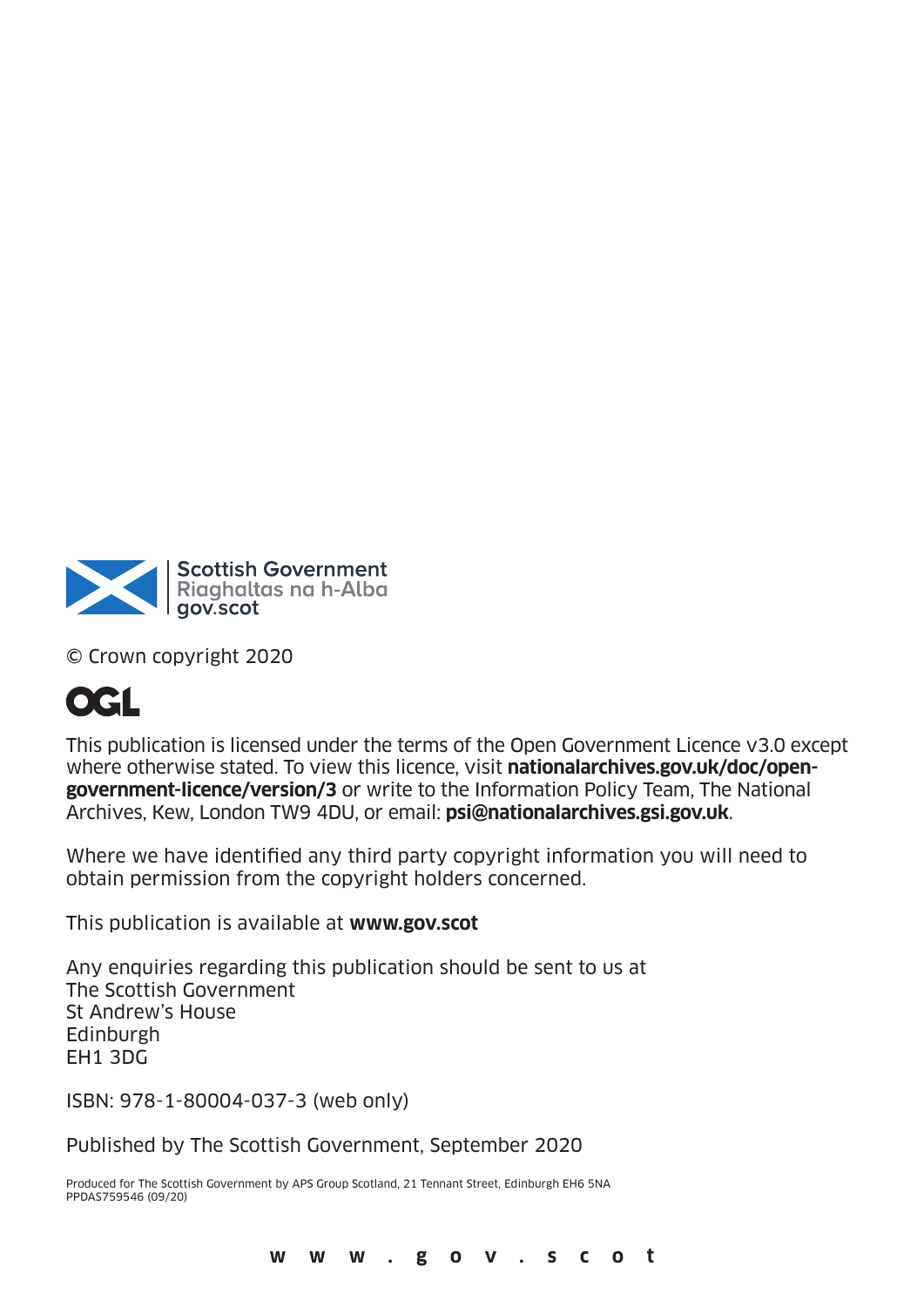Scottish Government
Riaghaltas na h-Alba
gov.scot

© Crown copyright 2020

OGL

This publication is licensed under the terms of the Open Government Licence v3.0 except where otherwise stated. To view this licence, visit **nationalarchives.gov.uk/doc/open-government-licence/version/3** or write to the Information Policy Team, The National Archives, Kew, London TW9 4DU, or email: **psi@nationalarchives.gsi.gov.uk**.

Where we have identified any third party copyright information you will need to obtain permission from the copyright holders concerned.

This publication is available at **www.gov.scot**

Any enquiries regarding this publication should be sent to us at
The Scottish Government
St Andrew's House
Edinburgh
EH1 3DG

ISBN: 978-1-80004-037-3 (web only)

Published by The Scottish Government, September 2020

Produced for The Scottish Government by APS Group Scotland, 21 Tennant Street, Edinburgh EH6 5NA
PPDAS759546 (09/20)

**w w w . g o v . s c o t**